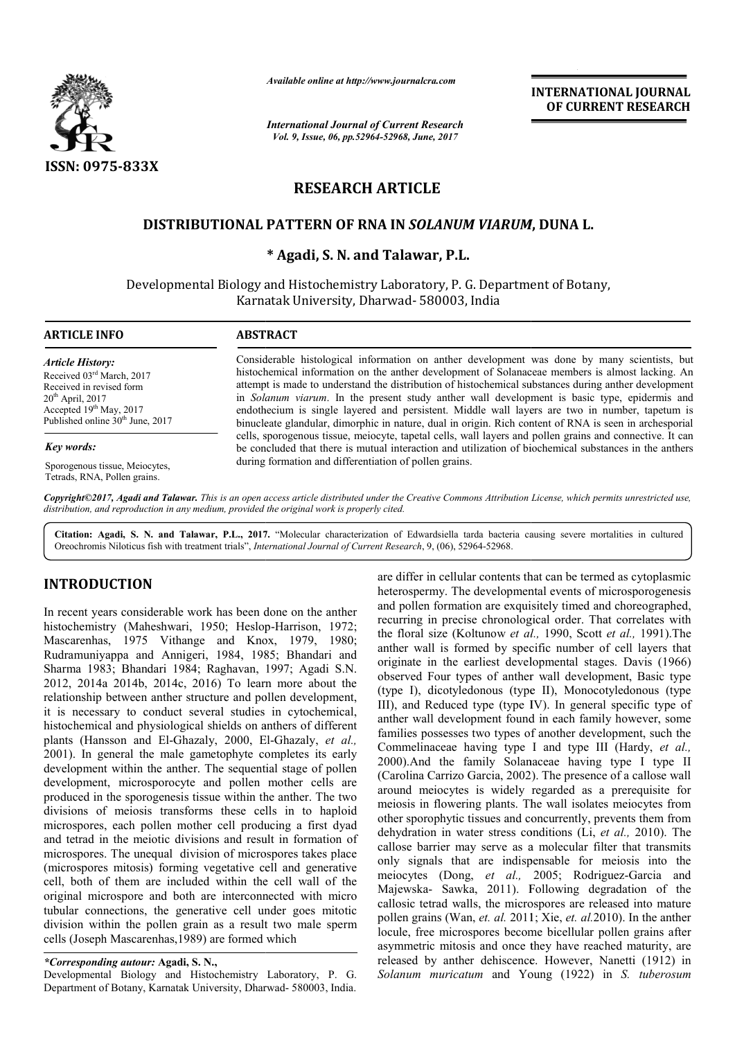*Available online at http://www.journalcra.com*

*International Journal of Current Research*
*Vol. 9, Issue, 06, pp.52964-52968, June, 2017*

**INTERNATIONAL JOURNAL OF CURRENT RESEARCH**

**ISSN: 0975-833X**

## RESEARCH ARTICLE

# DISTRIBUTIONAL PATTERN OF RNA IN *SOLANUM VIARUM*, DUNA L.

### \* Agadi, S. N. and Talawar, P.L.

Developmental Biology and Histochemistry Laboratory, P. G. Department of Botany, Karnatak University, Dharwad- 580003, India

**ARTICLE INFO**

*Article History:*

Received 03rd March, 2017
Received in revised form
20th April, 2017
Accepted 19th May, 2017
Published online 30th June, 2017

*Key words:*

Sporogenous tissue, Meiocytes, Tetrads, RNA, Pollen grains.

**ABSTRACT**

Considerable histological information on anther development was done by many scientists, but histochemical information on the anther development of Solanaceae members is almost lacking. An attempt is made to understand the distribution of histochemical substances during anther development in *Solanum viarum*. In the present study anther wall development is basic type, epidermis and endothecium is single layered and persistent. Middle wall layers are two in number, tapetum is binucleate glandular, dimorphic in nature, dual in origin. Rich content of RNA is seen in archesporial cells, sporogenous tissue, meiocyte, tapetal cells, wall layers and pollen grains and connective. It can be concluded that there is mutual interaction and utilization of biochemical substances in the anthers during formation and differentiation of pollen grains.

*Copyright©2017, Agadi and Talawar. This is an open access article distributed under the Creative Commons Attribution License, which permits unrestricted use, distribution, and reproduction in any medium, provided the original work is properly cited.*

**Citation: Agadi, S. N. and Talawar, P.L., 2017.** "Molecular characterization of Edwardsiella tarda bacteria causing severe mortalities in cultured Oreochromis Niloticus fish with treatment trials", *International Journal of Current Research*, 9, (06), 52964-52968.

## INTRODUCTION

In recent years considerable work has been done on the anther histochemistry (Maheshwari, 1950; Heslop-Harrison, 1972; Mascarenhas, 1975 Vithange and Knox, 1979, 1980; Rudramuniyappa and Annigeri, 1984, 1985; Bhandari and Sharma 1983; Bhandari 1984; Raghavan, 1997; Agadi S.N. 2012, 2014a 2014b, 2014c, 2016) To learn more about the relationship between anther structure and pollen development, it is necessary to conduct several studies in cytochemical, histochemical and physiological shields on anthers of different plants (Hansson and El-Ghazaly, 2000, El-Ghazaly, *et al.,* 2001). In general the male gametophyte completes its early development within the anther. The sequential stage of pollen development, microsporocyte and pollen mother cells are produced in the sporogenesis tissue within the anther. The two divisions of meiosis transforms these cells in to haploid microspores, each pollen mother cell producing a first dyad and tetrad in the meiotic divisions and result in formation of microspores. The unequal division of microspores takes place (microspores mitosis) forming vegetative cell and generative cell, both of them are included within the cell wall of the original microspore and both are interconnected with micro tubular connections, the generative cell under goes mitotic division within the pollen grain as a result two male sperm cells (Joseph Mascarenhas,1989) are formed which are differ in cellular contents that can be termed as cytoplasmic heterospermy. The developmental events of microsporogenesis and pollen formation are exquisitely timed and choreographed, recurring in precise chronological order. That correlates with the floral size (Koltunow *et al.,* 1990, Scott *et al.,* 1991).The anther wall is formed by specific number of cell layers that originate in the earliest developmental stages. Davis (1966) observed Four types of anther wall development, Basic type (type I), dicotyledonous (type II), Monocotyledonous (type III), and Reduced type (type IV). In general specific type of anther wall development found in each family however, some families possesses two types of another development, such the Commelinaceae having type I and type III (Hardy, *et al.,* 2000).And the family Solanaceae having type I type II (Carolina Carrizo Garcia, 2002). The presence of a callose wall around meiocytes is widely regarded as a prerequisite for meiosis in flowering plants. The wall isolates meiocytes from other sporophytic tissues and concurrently, prevents them from dehydration in water stress conditions (Li, *et al.,* 2010). The callose barrier may serve as a molecular filter that transmits only signals that are indispensable for meiosis into the meiocytes (Dong, *et al.,* 2005; Rodriguez-Garcia and Majewska- Sawka, 2011). Following degradation of the callosic tetrad walls, the microspores are released into mature pollen grains (Wan, *et. al.* 2011; Xie, *et. al.*2010). In the anther locule, free microspores become bicellular pollen grains after asymmetric mitosis and once they have reached maturity, are released by anther dehiscence. However, Nanetti (1912) in *Solanum muricatum* and Young (1922) in *S. tuberosum*

*\*Corresponding autour:* **Agadi, S. N.,**
Developmental Biology and Histochemistry Laboratory, P. G. Department of Botany, Karnatak University, Dharwad- 580003, India.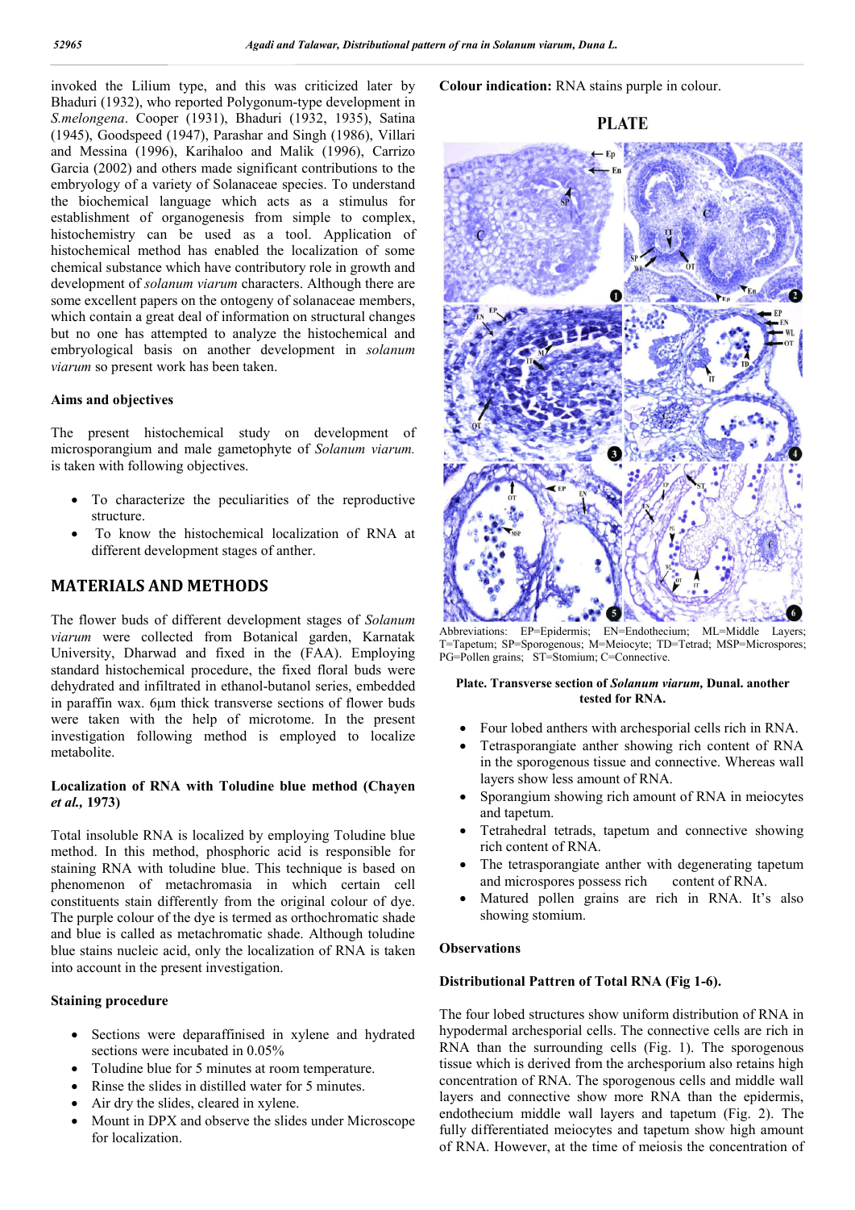invoked the Lilium type, and this was criticized later by Bhaduri (1932), who reported Polygonum-type development in *S.melongena*. Cooper (1931), Bhaduri (1932, 1935), Satina (1945), Goodspeed (1947), Parashar and Singh (1986), Villari and Messina (1996), Karihaloo and Malik (1996), Carrizo Garcia (2002) and others made significant contributions to the embryology of a variety of Solanaceae species. To understand the biochemical language which acts as a stimulus for establishment of organogenesis from simple to complex, histochemistry can be used as a tool. Application of histochemical method has enabled the localization of some chemical substance which have contributory role in growth and development of *solanum viarum* characters. Although there are some excellent papers on the ontogeny of solanaceae members, which contain a great deal of information on structural changes but no one has attempted to analyze the histochemical and embryological basis on another development in *solanum viarum* so present work has been taken.

### Aims and objectives

The present histochemical study on development of microsporangium and male gametophyte of *Solanum viarum.* is taken with following objectives.

- To characterize the peculiarities of the reproductive structure.
- To know the histochemical localization of RNA at different development stages of anther.

## MATERIALS AND METHODS

The flower buds of different development stages of *Solanum viarum* were collected from Botanical garden, Karnatak University, Dharwad and fixed in the (FAA). Employing standard histochemical procedure, the fixed floral buds were dehydrated and infiltrated in ethanol-butanol series, embedded in paraffin wax. 6µm thick transverse sections of flower buds were taken with the help of microtome. In the present investigation following method is employed to localize metabolite.

### Localization of RNA with Toludine blue method (Chayen *et al.,* 1973)

Total insoluble RNA is localized by employing Toludine blue method. In this method, phosphoric acid is responsible for staining RNA with toludine blue. This technique is based on phenomenon of metachromasia in which certain cell constituents stain differently from the original colour of dye. The purple colour of the dye is termed as orthochromatic shade and blue is called as metachromatic shade. Although toludine blue stains nucleic acid, only the localization of RNA is taken into account in the present investigation.

### Staining procedure

- Sections were deparaffinised in xylene and hydrated sections were incubated in 0.05%
- Toludine blue for 5 minutes at room temperature.
- Rinse the slides in distilled water for 5 minutes.
- Air dry the slides, cleared in xylene.
- Mount in DPX and observe the slides under Microscope for localization.

**Colour indication:** RNA stains purple in colour.

**PLATE**

Abbreviations: EP=Epidermis; EN=Endothecium; ML=Middle Layers; T=Tapetum; SP=Sporogenous; M=Meiocyte; TD=Tetrad; MSP=Microspores; PG=Pollen grains; ST=Stomium; C=Connective.

**Plate. Transverse section of *Solanum viarum,* Dunal. another tested for RNA.**

- Four lobed anthers with archesporial cells rich in RNA.
- Tetrasporangiate anther showing rich content of RNA in the sporogenous tissue and connective. Whereas wall layers show less amount of RNA.
- Sporangium showing rich amount of RNA in meiocytes and tapetum.
- Tetrahedral tetrads, tapetum and connective showing rich content of RNA.
- The tetrasporangiate anther with degenerating tapetum and microspores possess rich content of RNA.
- Matured pollen grains are rich in RNA. It's also showing stomium.

### Observations

### Distributional Pattren of Total RNA (Fig 1-6).

The four lobed structures show uniform distribution of RNA in hypodermal archesporial cells. The connective cells are rich in RNA than the surrounding cells (Fig. 1). The sporogenous tissue which is derived from the archesporium also retains high concentration of RNA. The sporogenous cells and middle wall layers and connective show more RNA than the epidermis, endothecium middle wall layers and tapetum (Fig. 2). The fully differentiated meiocytes and tapetum show high amount of RNA. However, at the time of meiosis the concentration of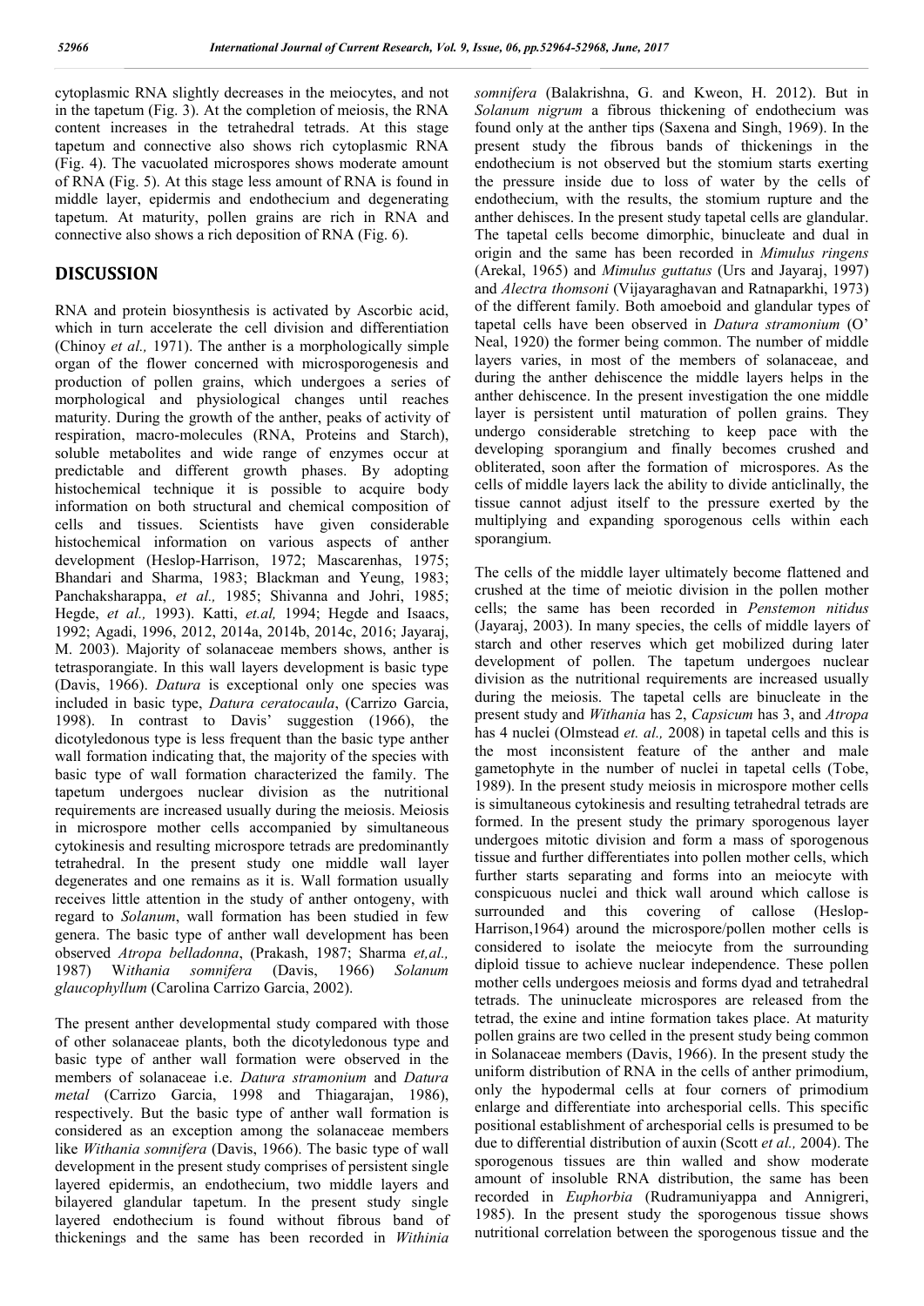cytoplasmic RNA slightly decreases in the meiocytes, and not in the tapetum (Fig. 3). At the completion of meiosis, the RNA content increases in the tetrahedral tetrads. At this stage tapetum and connective also shows rich cytoplasmic RNA (Fig. 4). The vacuolated microspores shows moderate amount of RNA (Fig. 5). At this stage less amount of RNA is found in middle layer, epidermis and endothecium and degenerating tapetum. At maturity, pollen grains are rich in RNA and connective also shows a rich deposition of RNA (Fig. 6).

## DISCUSSION

RNA and protein biosynthesis is activated by Ascorbic acid, which in turn accelerate the cell division and differentiation (Chinoy *et al.,* 1971). The anther is a morphologically simple organ of the flower concerned with microsporogenesis and production of pollen grains, which undergoes a series of morphological and physiological changes until reaches maturity. During the growth of the anther, peaks of activity of respiration, macro-molecules (RNA, Proteins and Starch), soluble metabolites and wide range of enzymes occur at predictable and different growth phases. By adopting histochemical technique it is possible to acquire body information on both structural and chemical composition of cells and tissues. Scientists have given considerable histochemical information on various aspects of anther development (Heslop-Harrison, 1972; Mascarenhas, 1975; Bhandari and Sharma, 1983; Blackman and Yeung, 1983; Panchaksharappa, *et al.,* 1985; Shivanna and Johri, 1985; Hegde, *et al.,* 1993). Katti, *et.al,* 1994; Hegde and Isaacs, 1992; Agadi, 1996, 2012, 2014a, 2014b, 2014c, 2016; Jayaraj, M. 2003). Majority of solanaceae members shows, anther is tetrasporangiate. In this wall layers development is basic type (Davis, 1966). *Datura* is exceptional only one species was included in basic type, *Datura ceratocaula*, (Carrizo Garcia, 1998). In contrast to Davis' suggestion (1966), the dicotyledonous type is less frequent than the basic type anther wall formation indicating that, the majority of the species with basic type of wall formation characterized the family. The tapetum undergoes nuclear division as the nutritional requirements are increased usually during the meiosis. Meiosis in microspore mother cells accompanied by simultaneous cytokinesis and resulting microspore tetrads are predominantly tetrahedral. In the present study one middle wall layer degenerates and one remains as it is. Wall formation usually receives little attention in the study of anther ontogeny, with regard to *Solanum*, wall formation has been studied in few genera. The basic type of anther wall development has been observed *Atropa belladonna*, (Prakash, 1987; Sharma *et,al.,* 1987) W*ithania somnifera* (Davis, 1966) *Solanum glaucophyllum* (Carolina Carrizo Garcia, 2002).

The present anther developmental study compared with those of other solanaceae plants, both the dicotyledonous type and basic type of anther wall formation were observed in the members of solanaceae i.e. *Datura stramonium* and *Datura metal* (Carrizo Garcia, 1998 and Thiagarajan, 1986), respectively. But the basic type of anther wall formation is considered as an exception among the solanaceae members like *Withania somnifera* (Davis, 1966). The basic type of wall development in the present study comprises of persistent single layered epidermis, an endothecium, two middle layers and bilayered glandular tapetum. In the present study single layered endothecium is found without fibrous band of thickenings and the same has been recorded in *Withinia somnifera* (Balakrishna, G. and Kweon, H. 2012). But in *Solanum nigrum* a fibrous thickening of endothecium was found only at the anther tips (Saxena and Singh, 1969). In the present study the fibrous bands of thickenings in the endothecium is not observed but the stomium starts exerting the pressure inside due to loss of water by the cells of endothecium, with the results, the stomium rupture and the anther dehisces. In the present study tapetal cells are glandular. The tapetal cells become dimorphic, binucleate and dual in origin and the same has been recorded in *Mimulus ringens* (Arekal, 1965) and *Mimulus guttatus* (Urs and Jayaraj, 1997) and *Alectra thomsoni* (Vijayaraghavan and Ratnaparkhi, 1973) of the different family. Both amoeboid and glandular types of tapetal cells have been observed in *Datura stramonium* (O' Neal, 1920) the former being common. The number of middle layers varies, in most of the members of solanaceae, and during the anther dehiscence the middle layers helps in the anther dehiscence. In the present investigation the one middle layer is persistent until maturation of pollen grains. They undergo considerable stretching to keep pace with the developing sporangium and finally becomes crushed and obliterated, soon after the formation of microspores. As the cells of middle layers lack the ability to divide anticlinally, the tissue cannot adjust itself to the pressure exerted by the multiplying and expanding sporogenous cells within each sporangium.

The cells of the middle layer ultimately become flattened and crushed at the time of meiotic division in the pollen mother cells; the same has been recorded in *Penstemon nitidus* (Jayaraj, 2003). In many species, the cells of middle layers of starch and other reserves which get mobilized during later development of pollen. The tapetum undergoes nuclear division as the nutritional requirements are increased usually during the meiosis. The tapetal cells are binucleate in the present study and *Withania* has 2, *Capsicum* has 3, and *Atropa* has 4 nuclei (Olmstead *et. al.,* 2008) in tapetal cells and this is the most inconsistent feature of the anther and male gametophyte in the number of nuclei in tapetal cells (Tobe, 1989). In the present study meiosis in microspore mother cells is simultaneous cytokinesis and resulting tetrahedral tetrads are formed. In the present study the primary sporogenous layer undergoes mitotic division and form a mass of sporogenous tissue and further differentiates into pollen mother cells, which further starts separating and forms into an meiocyte with conspicuous nuclei and thick wall around which callose is surrounded and this covering of callose (Heslop-Harrison,1964) around the microspore/pollen mother cells is considered to isolate the meiocyte from the surrounding diploid tissue to achieve nuclear independence. These pollen mother cells undergoes meiosis and forms dyad and tetrahedral tetrads. The uninucleate microspores are released from the tetrad, the exine and intine formation takes place. At maturity pollen grains are two celled in the present study being common in Solanaceae members (Davis, 1966). In the present study the uniform distribution of RNA in the cells of anther primodium, only the hypodermal cells at four corners of primodium enlarge and differentiate into archesporial cells. This specific positional establishment of archesporial cells is presumed to be due to differential distribution of auxin (Scott *et al.,* 2004). The sporogenous tissues are thin walled and show moderate amount of insoluble RNA distribution, the same has been recorded in *Euphorbia* (Rudramuniyappa and Annigreri, 1985). In the present study the sporogenous tissue shows nutritional correlation between the sporogenous tissue and the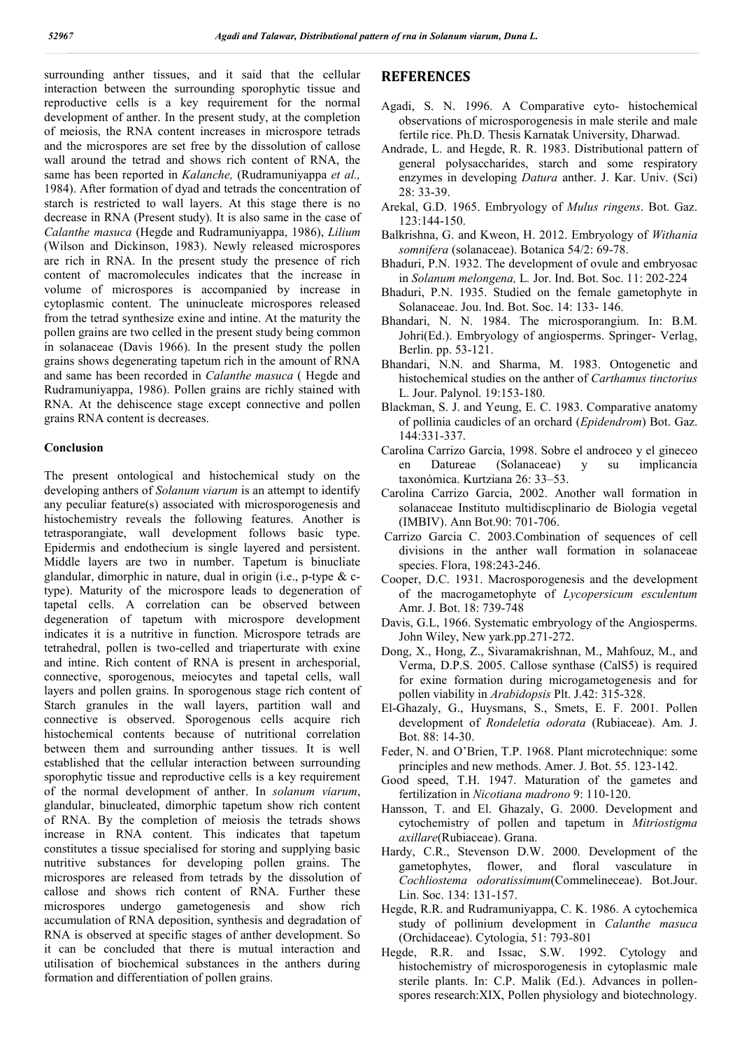surrounding anther tissues, and it said that the cellular interaction between the surrounding sporophytic tissue and reproductive cells is a key requirement for the normal development of anther. In the present study, at the completion of meiosis, the RNA content increases in microspore tetrads and the microspores are set free by the dissolution of callose wall around the tetrad and shows rich content of RNA, the same has been reported in *Kalanche,* (Rudramuniyappa *et al.,* 1984). After formation of dyad and tetrads the concentration of starch is restricted to wall layers. At this stage there is no decrease in RNA (Present study). It is also same in the case of *Calanthe masuca* (Hegde and Rudramuniyappa, 1986), *Lilium* (Wilson and Dickinson, 1983). Newly released microspores are rich in RNA. In the present study the presence of rich content of macromolecules indicates that the increase in volume of microspores is accompanied by increase in cytoplasmic content. The uninucleate microspores released from the tetrad synthesize exine and intine. At the maturity the pollen grains are two celled in the present study being common in solanaceae (Davis 1966). In the present study the pollen grains shows degenerating tapetum rich in the amount of RNA and same has been recorded in *Calanthe masuca* ( Hegde and Rudramuniyappa, 1986). Pollen grains are richly stained with RNA. At the dehiscence stage except connective and pollen grains RNA content is decreases.

## Conclusion

The present ontological and histochemical study on the developing anthers of *Solanum viarum* is an attempt to identify any peculiar feature(s) associated with microsporogenesis and histochemistry reveals the following features. Another is tetrasporangiate, wall development follows basic type. Epidermis and endothecium is single layered and persistent. Middle layers are two in number. Tapetum is binucliate glandular, dimorphic in nature, dual in origin (i.e., p-type & c-type). Maturity of the microspore leads to degeneration of tapetal cells. A correlation can be observed between degeneration of tapetum with microspore development indicates it is a nutritive in function. Microspore tetrads are tetrahedral, pollen is two-celled and triaperturate with exine and intine. Rich content of RNA is present in archesporial, connective, sporogenous, meiocytes and tapetal cells, wall layers and pollen grains. In sporogenous stage rich content of Starch granules in the wall layers, partition wall and connective is observed. Sporogenous cells acquire rich histochemical contents because of nutritional correlation between them and surrounding anther tissues. It is well established that the cellular interaction between surrounding sporophytic tissue and reproductive cells is a key requirement of the normal development of anther. In *solanum viarum*, glandular, binucleated, dimorphic tapetum show rich content of RNA. By the completion of meiosis the tetrads shows increase in RNA content. This indicates that tapetum constitutes a tissue specialised for storing and supplying basic nutritive substances for developing pollen grains. The microspores are released from tetrads by the dissolution of callose and shows rich content of RNA. Further these microspores undergo gametogenesis and show rich accumulation of RNA deposition, synthesis and degradation of RNA is observed at specific stages of anther development. So it can be concluded that there is mutual interaction and utilisation of biochemical substances in the anthers during formation and differentiation of pollen grains.

## REFERENCES

Agadi, S. N. 1996. A Comparative cyto- histochemical observations of microsporogenesis in male sterile and male fertile rice. Ph.D. Thesis Karnatak University, Dharwad.

Andrade, L. and Hegde, R. R. 1983. Distributional pattern of general polysaccharides, starch and some respiratory enzymes in developing *Datura* anther. J. Kar. Univ. (Sci) 28: 33-39.

Arekal, G.D. 1965. Embryology of *Mulus ringens*. Bot. Gaz. 123:144-150.

Balkrishna, G. and Kweon, H. 2012. Embryology of *Withania somnifera* (solanaceae). Botanica 54/2: 69-78.

Bhaduri, P.N. 1932. The development of ovule and embryosac in *Solanum melongena,* L*.* Jor. Ind. Bot. Soc. 11: 202-224

Bhaduri, P.N. 1935. Studied on the female gametophyte in Solanaceae. Jou. Ind. Bot. Soc. 14: 133- 146.

Bhandari, N. N. 1984. The microsporangium. In: B.M. Johri(Ed.). Embryology of angiosperms. Springer- Verlag, Berlin. pp. 53-121.

Bhandari, N.N. and Sharma, M. 1983. Ontogenetic and histochemical studies on the anther of *Carthamus tinctorius* L. Jour. Palynol. 19:153-180.

Blackman, S. J. and Yeung, E. C. 1983. Comparative anatomy of pollinia caudicles of an orchard (*Epidendrom*) Bot. Gaz. 144:331-337.

Carolina Carrizo García, 1998. Sobre el androceo y el gineceo en Datureae (Solanaceae) y su implicancia taxonómica. Kurtziana 26: 33–53.

Carolina Carrizo Garcia, 2002. Another wall formation in solanaceae Instituto multidiscplinario de Biologia vegetal (IMBIV). Ann Bot.90: 701-706.

Carrizo Garcia C. 2003.Combination of sequences of cell divisions in the anther wall formation in solanaceae species. Flora, 198:243-246.

Cooper, D.C. 1931. Macrosporogenesis and the development of the macrogametophyte of *Lycopersicum esculentum* Amr. J. Bot. 18: 739-748

Davis, G.L, 1966. Systematic embryology of the Angiosperms. John Wiley, New yark.pp.271-272.

Dong, X., Hong, Z., Sivaramakrishnan, M., Mahfouz, M., and Verma, D.P.S. 2005. Callose synthase (CalS5) is required for exine formation during microgametogenesis and for pollen viability in *Arabidopsis* Plt. J.42: 315-328.

El-Ghazaly, G., Huysmans, S., Smets, E. F. 2001. Pollen development of *Rondeletia odorata* (Rubiaceae). Am. J. Bot. 88: 14-30.

Feder, N. and O'Brien, T.P. 1968. Plant microtechnique: some principles and new methods. Amer. J. Bot. 55. 123-142.

Good speed, T.H. 1947. Maturation of the gametes and fertilization in *Nicotiana madrono* 9: 110-120.

Hansson, T. and El. Ghazaly, G. 2000. Development and cytochemistry of pollen and tapetum in *Mitriostigma axillare*(Rubiaceae). Grana.

Hardy, C.R., Stevenson D.W. 2000. Development of the gametophytes, flower, and floral vasculature in *Cochliostema odoratissimum*(Commelineceae). Bot.Jour. Lin. Soc. 134: 131-157.

Hegde, R.R. and Rudramuniyappa, C. K. 1986. A cytochemica study of pollinium development in *Calanthe masuca* (Orchidaceae). Cytologia, 51: 793-801

Hegde, R.R. and Issac, S.W. 1992. Cytology and histochemistry of microsporogenesis in cytoplasmic male sterile plants. In: C.P. Malik (Ed.). Advances in pollen-spores research:XIX, Pollen physiology and biotechnology.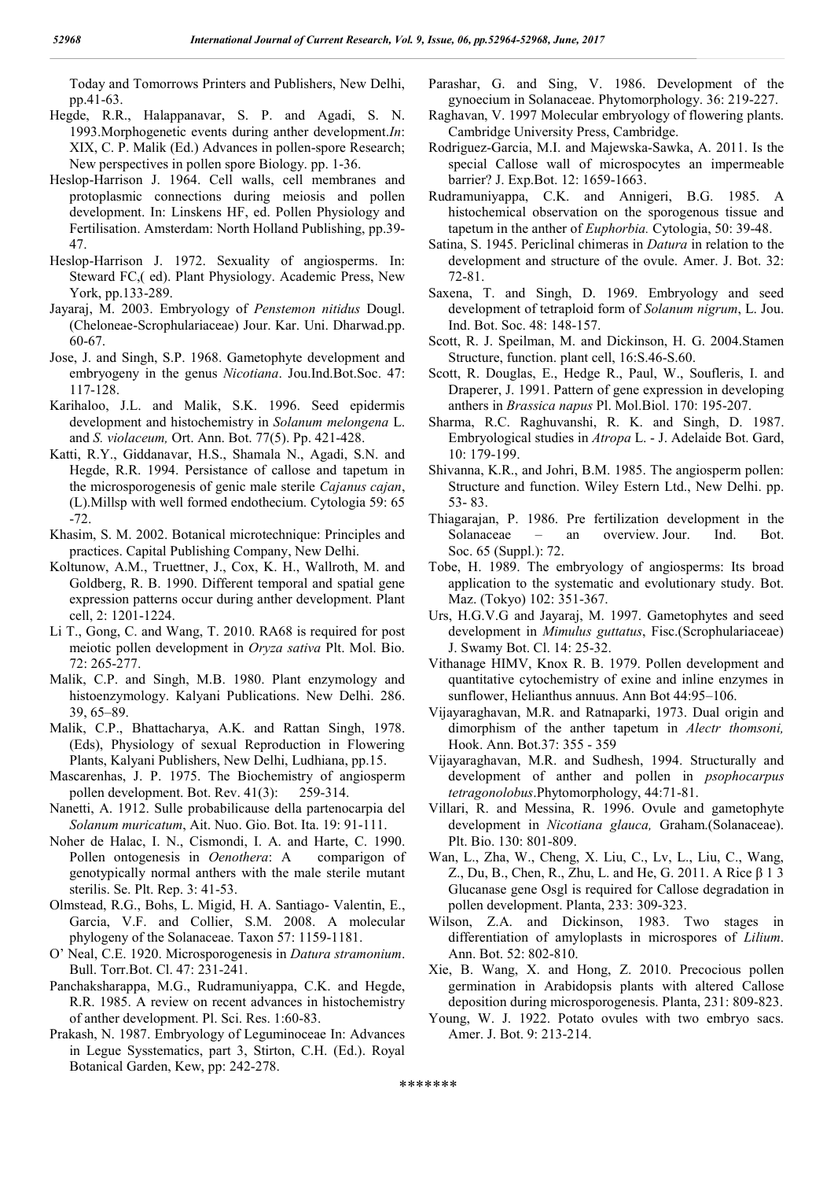Today and Tomorrows Printers and Publishers, New Delhi, pp.41-63.

Hegde, R.R., Halappanavar, S. P. and Agadi, S. N. 1993.Morphogenetic events during anther development.*In*: XIX, C. P. Malik (Ed.) Advances in pollen-spore Research; New perspectives in pollen spore Biology. pp. 1-36.

Heslop-Harrison J. 1964. Cell walls, cell membranes and protoplasmic connections during meiosis and pollen development. In: Linskens HF, ed. Pollen Physiology and Fertilisation. Amsterdam: North Holland Publishing, pp.39-47.

Heslop-Harrison J. 1972. Sexuality of angiosperms. In: Steward FC,( ed). Plant Physiology. Academic Press, New York, pp.133-289.

Jayaraj, M. 2003. Embryology of *Penstemon nitidus* Dougl. (Cheloneae-Scrophulariaceae) Jour. Kar. Uni. Dharwad.pp. 60-67.

Jose, J. and Singh, S.P. 1968. Gametophyte development and embryogeny in the genus *Nicotiana*. Jou.Ind.Bot.Soc. 47: 117-128.

Karihaloo, J.L. and Malik, S.K. 1996. Seed epidermis development and histochemistry in *Solanum melongena* L. and *S. violaceum,* Ort. Ann. Bot. 77(5). Pp. 421-428.

Katti, R.Y., Giddanavar, H.S., Shamala N., Agadi, S.N. and Hegde, R.R. 1994. Persistance of callose and tapetum in the microsporogenesis of genic male sterile *Cajanus cajan*, (L).Millsp with well formed endothecium. Cytologia 59: 65 -72.

Khasim, S. M. 2002. Botanical microtechnique: Principles and practices. Capital Publishing Company, New Delhi.

Koltunow, A.M., Truettner, J., Cox, K. H., Wallroth, M. and Goldberg, R. B. 1990. Different temporal and spatial gene expression patterns occur during anther development. Plant cell, 2: 1201-1224.

Li T., Gong, C. and Wang, T. 2010. RA68 is required for post meiotic pollen development in *Oryza sativa* Plt. Mol. Bio. 72: 265-277.

Malik, C.P. and Singh, M.B. 1980. Plant enzymology and histoenzymology. Kalyani Publications. New Delhi. 286. 39, 65–89.

Malik, C.P., Bhattacharya, A.K. and Rattan Singh, 1978. (Eds), Physiology of sexual Reproduction in Flowering Plants, Kalyani Publishers, New Delhi, Ludhiana, pp.15.

Mascarenhas, J. P. 1975. The Biochemistry of angiosperm pollen development. Bot. Rev. 41(3): 259-314.

Nanetti, A. 1912. Sulle probabilicause della partenocarpia del *Solanum muricatum*, Ait. Nuo. Gio. Bot. Ita. 19: 91-111.

Noher de Halac, I. N., Cismondi, I. A. and Harte, C. 1990. Pollen ontogenesis in *Oenothera*: A comparigon of genotypically normal anthers with the male sterile mutant sterilis. Se. Plt. Rep. 3: 41-53.

Olmstead, R.G., Bohs, L. Migid, H. A. Santiago- Valentin, E., Garcia, V.F. and Collier, S.M. 2008. A molecular phylogeny of the Solanaceae. Taxon 57: 1159-1181.

O' Neal, C.E. 1920. Microsporogenesis in *Datura stramonium*. Bull. Torr.Bot. Cl. 47: 231-241.

Panchaksharappa, M.G., Rudramuniyappa, C.K. and Hegde, R.R. 1985. A review on recent advances in histochemistry of anther development. Pl. Sci. Res. 1:60-83.

Prakash, N. 1987. Embryology of Leguminoceae In: Advances in Legue Sysstematics, part 3, Stirton, C.H. (Ed.). Royal Botanical Garden, Kew, pp: 242-278.

Parashar, G. and Sing, V. 1986. Development of the gynoecium in Solanaceae. Phytomorphology. 36: 219-227.

Raghavan, V. 1997 Molecular embryology of flowering plants. Cambridge University Press, Cambridge.

Rodriguez-Garcia, M.I. and Majewska-Sawka, A. 2011. Is the special Callose wall of microspocytes an impermeable barrier? J. Exp.Bot. 12: 1659-1663.

Rudramuniyappa, C.K. and Annigeri, B.G. 1985. A histochemical observation on the sporogenous tissue and tapetum in the anther of *Euphorbia.* Cytologia, 50: 39-48.

Satina, S. 1945. Periclinal chimeras in *Datura* in relation to the development and structure of the ovule. Amer. J. Bot. 32: 72-81.

Saxena, T. and Singh, D. 1969. Embryology and seed development of tetraploid form of *Solanum nigrum*, L. Jou. Ind. Bot. Soc. 48: 148-157.

Scott, R. J. Speilman, M. and Dickinson, H. G. 2004.Stamen Structure, function. plant cell, 16:S.46-S.60.

Scott, R. Douglas, E., Hedge R., Paul, W., Soufleris, I. and Draperer, J. 1991. Pattern of gene expression in developing anthers in *Brassica napus* Pl. Mol.Biol. 170: 195-207.

Sharma, R.C. Raghuvanshi, R. K. and Singh, D. 1987. Embryological studies in *Atropa* L. - J. Adelaide Bot. Gard, 10: 179-199.

Shivanna, K.R., and Johri, B.M. 1985. The angiosperm pollen: Structure and function. Wiley Estern Ltd., New Delhi. pp. 53- 83.

Thiagarajan, P. 1986. Pre fertilization development in the Solanaceae – an overview. Jour. Ind. Bot. Soc. 65 (Suppl.): 72.

Tobe, H. 1989. The embryology of angiosperms: Its broad application to the systematic and evolutionary study. Bot. Maz. (Tokyo) 102: 351-367.

Urs, H.G.V.G and Jayaraj, M. 1997. Gametophytes and seed development in *Mimulus guttatus*, Fisc.(Scrophulariaceae) J. Swamy Bot. Cl. 14: 25-32.

Vithanage HIMV, Knox R. B. 1979. Pollen development and quantitative cytochemistry of exine and inline enzymes in sunflower, Helianthus annuus. Ann Bot 44:95–106.

Vijayaraghavan, M.R. and Ratnaparki, 1973. Dual origin and dimorphism of the anther tapetum in *Alectr thomsoni,* Hook. Ann. Bot.37: 355 - 359

Vijayaraghavan, M.R. and Sudhesh, 1994. Structurally and development of anther and pollen in *psophocarpus tetragonolobus*.Phytomorphology, 44:71-81.

Villari, R. and Messina, R. 1996. Ovule and gametophyte development in *Nicotiana glauca,* Graham.(Solanaceae). Plt. Bio. 130: 801-809.

Wan, L., Zha, W., Cheng, X. Liu, C., Lv, L., Liu, C., Wang, Z., Du, B., Chen, R., Zhu, L. and He, G. 2011. A Rice β 1 3 Glucanase gene Osgl is required for Callose degradation in pollen development. Planta, 233: 309-323.

Wilson, Z.A. and Dickinson, 1983. Two stages in differentiation of amyloplasts in microspores of *Lilium*. Ann. Bot. 52: 802-810.

Xie, B. Wang, X. and Hong, Z. 2010. Precocious pollen germination in Arabidopsis plants with altered Callose deposition during microsporogenesis. Planta, 231: 809-823.

Young, W. J. 1922. Potato ovules with two embryo sacs. Amer. J. Bot. 9: 213-214.

\*\*\*\*\*\*\*